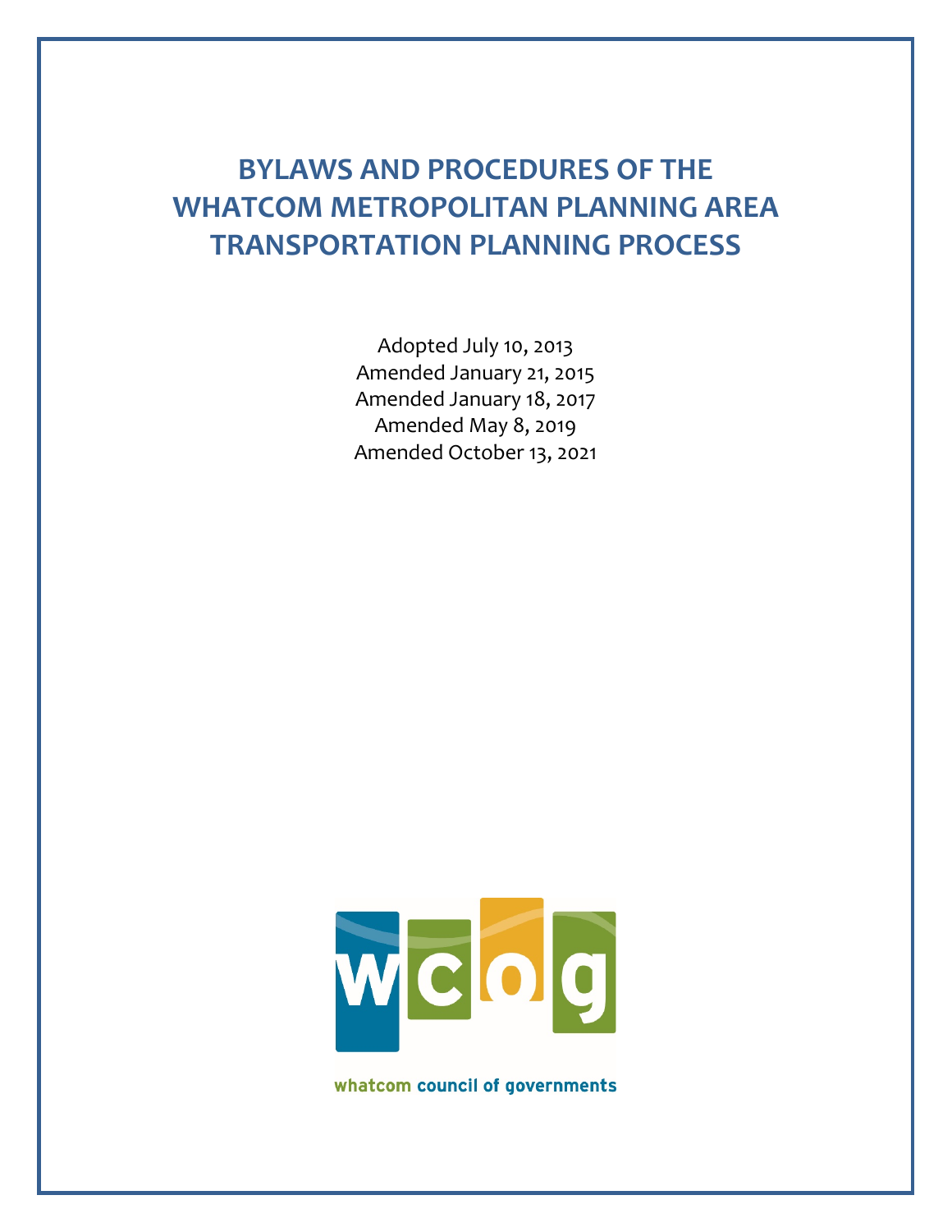# BYLAWS AND PROCEDURES OF THE WHATCOM METROPOLITAN PLANNING AREA TRANSPORTATION PLANNING PROCESS

Adopted July 10, 2013
Amended January 21, 2015
Amended January 18, 2017
Amended May 8, 2019
Amended October 13, 2021

whatcom council of governments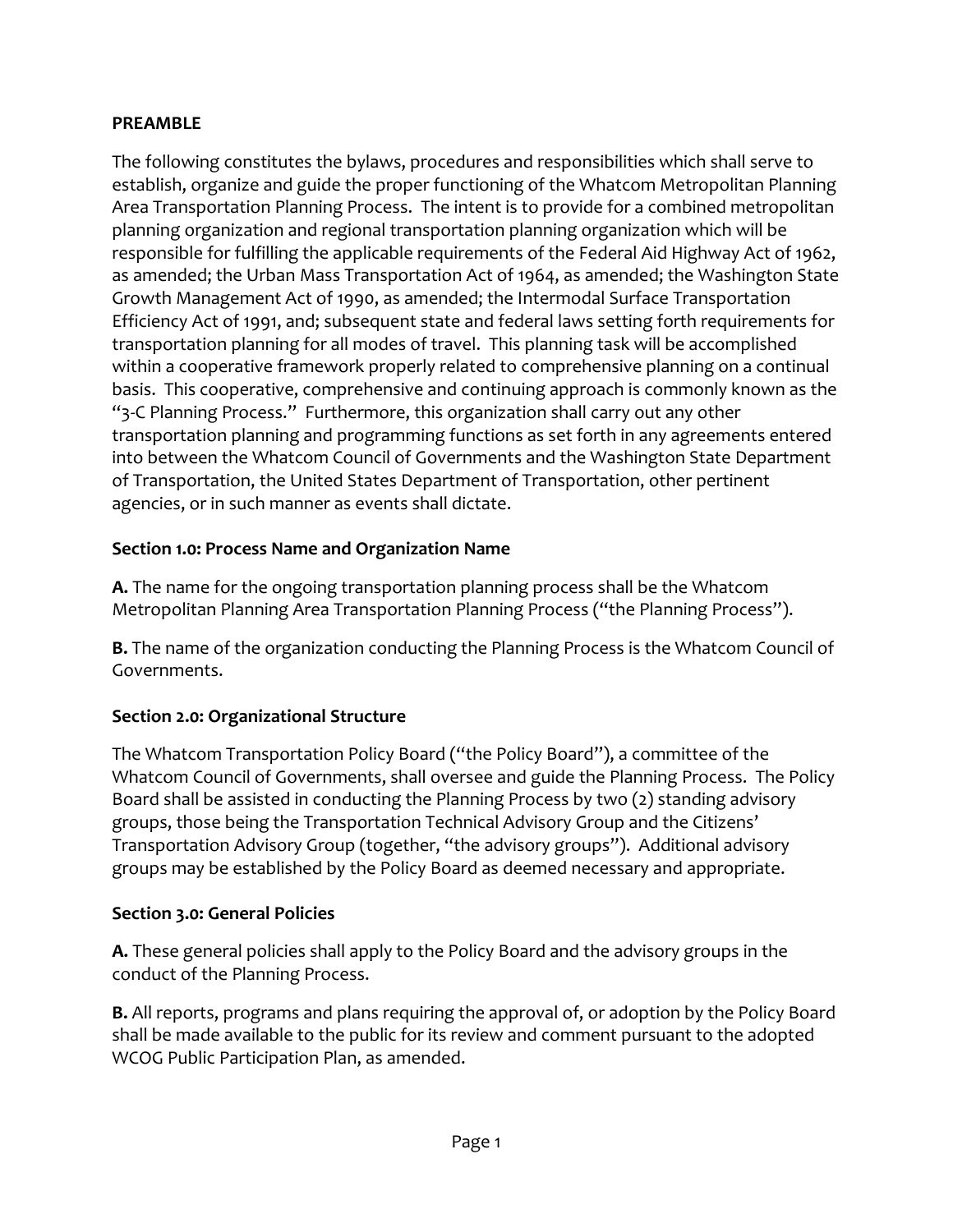## PREAMBLE

The following constitutes the bylaws, procedures and responsibilities which shall serve to establish, organize and guide the proper functioning of the Whatcom Metropolitan Planning Area Transportation Planning Process. The intent is to provide for a combined metropolitan planning organization and regional transportation planning organization which will be responsible for fulfilling the applicable requirements of the Federal Aid Highway Act of 1962, as amended; the Urban Mass Transportation Act of 1964, as amended; the Washington State Growth Management Act of 1990, as amended; the Intermodal Surface Transportation Efficiency Act of 1991, and; subsequent state and federal laws setting forth requirements for transportation planning for all modes of travel. This planning task will be accomplished within a cooperative framework properly related to comprehensive planning on a continual basis. This cooperative, comprehensive and continuing approach is commonly known as the "3-C Planning Process." Furthermore, this organization shall carry out any other transportation planning and programming functions as set forth in any agreements entered into between the Whatcom Council of Governments and the Washington State Department of Transportation, the United States Department of Transportation, other pertinent agencies, or in such manner as events shall dictate.

## Section 1.0: Process Name and Organization Name

**A.** The name for the ongoing transportation planning process shall be the Whatcom Metropolitan Planning Area Transportation Planning Process ("the Planning Process").

**B.** The name of the organization conducting the Planning Process is the Whatcom Council of Governments.

## Section 2.0: Organizational Structure

The Whatcom Transportation Policy Board ("the Policy Board"), a committee of the Whatcom Council of Governments, shall oversee and guide the Planning Process. The Policy Board shall be assisted in conducting the Planning Process by two (2) standing advisory groups, those being the Transportation Technical Advisory Group and the Citizens' Transportation Advisory Group (together, "the advisory groups"). Additional advisory groups may be established by the Policy Board as deemed necessary and appropriate.

## Section 3.0: General Policies

**A.** These general policies shall apply to the Policy Board and the advisory groups in the conduct of the Planning Process.

**B.** All reports, programs and plans requiring the approval of, or adoption by the Policy Board shall be made available to the public for its review and comment pursuant to the adopted WCOG Public Participation Plan, as amended.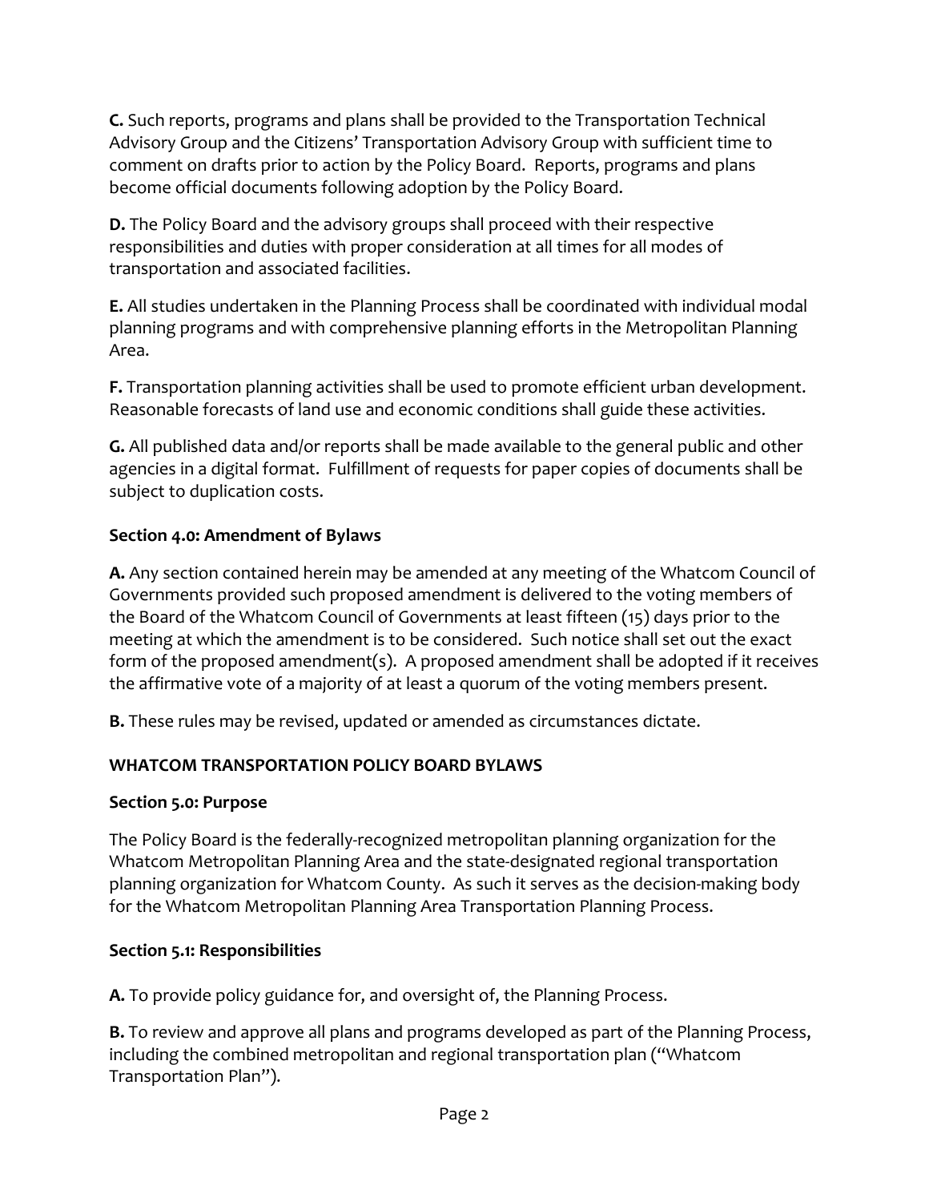**C.** Such reports, programs and plans shall be provided to the Transportation Technical Advisory Group and the Citizens' Transportation Advisory Group with sufficient time to comment on drafts prior to action by the Policy Board. Reports, programs and plans become official documents following adoption by the Policy Board.

**D.** The Policy Board and the advisory groups shall proceed with their respective responsibilities and duties with proper consideration at all times for all modes of transportation and associated facilities.

**E.** All studies undertaken in the Planning Process shall be coordinated with individual modal planning programs and with comprehensive planning efforts in the Metropolitan Planning Area.

**F.** Transportation planning activities shall be used to promote efficient urban development. Reasonable forecasts of land use and economic conditions shall guide these activities.

**G.** All published data and/or reports shall be made available to the general public and other agencies in a digital format. Fulfillment of requests for paper copies of documents shall be subject to duplication costs.

### Section 4.0: Amendment of Bylaws

**A.** Any section contained herein may be amended at any meeting of the Whatcom Council of Governments provided such proposed amendment is delivered to the voting members of the Board of the Whatcom Council of Governments at least fifteen (15) days prior to the meeting at which the amendment is to be considered. Such notice shall set out the exact form of the proposed amendment(s). A proposed amendment shall be adopted if it receives the affirmative vote of a majority of at least a quorum of the voting members present.

**B.** These rules may be revised, updated or amended as circumstances dictate.

## WHATCOM TRANSPORTATION POLICY BOARD BYLAWS

### Section 5.0: Purpose

The Policy Board is the federally-recognized metropolitan planning organization for the Whatcom Metropolitan Planning Area and the state-designated regional transportation planning organization for Whatcom County. As such it serves as the decision-making body for the Whatcom Metropolitan Planning Area Transportation Planning Process.

### Section 5.1: Responsibilities

**A.** To provide policy guidance for, and oversight of, the Planning Process.

**B.** To review and approve all plans and programs developed as part of the Planning Process, including the combined metropolitan and regional transportation plan ("Whatcom Transportation Plan").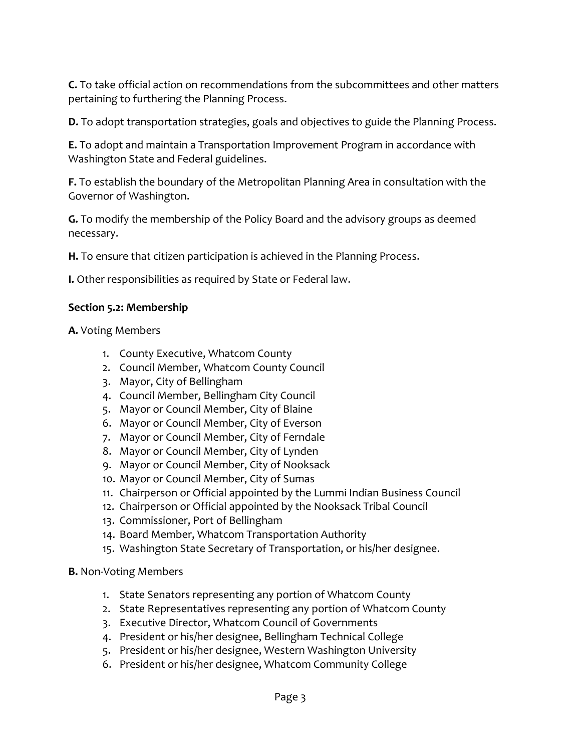**C.** To take official action on recommendations from the subcommittees and other matters pertaining to furthering the Planning Process.

**D.** To adopt transportation strategies, goals and objectives to guide the Planning Process.

**E.** To adopt and maintain a Transportation Improvement Program in accordance with Washington State and Federal guidelines.

**F.** To establish the boundary of the Metropolitan Planning Area in consultation with the Governor of Washington.

**G.** To modify the membership of the Policy Board and the advisory groups as deemed necessary.

**H.** To ensure that citizen participation is achieved in the Planning Process.

**I.** Other responsibilities as required by State or Federal law.

**Section 5.2: Membership**

**A.** Voting Members

1. County Executive, Whatcom County
2. Council Member, Whatcom County Council
3. Mayor, City of Bellingham
4. Council Member, Bellingham City Council
5. Mayor or Council Member, City of Blaine
6. Mayor or Council Member, City of Everson
7. Mayor or Council Member, City of Ferndale
8. Mayor or Council Member, City of Lynden
9. Mayor or Council Member, City of Nooksack
10. Mayor or Council Member, City of Sumas
11. Chairperson or Official appointed by the Lummi Indian Business Council
12. Chairperson or Official appointed by the Nooksack Tribal Council
13. Commissioner, Port of Bellingham
14. Board Member, Whatcom Transportation Authority
15. Washington State Secretary of Transportation, or his/her designee.

**B.** Non-Voting Members

1. State Senators representing any portion of Whatcom County
2. State Representatives representing any portion of Whatcom County
3. Executive Director, Whatcom Council of Governments
4. President or his/her designee, Bellingham Technical College
5. President or his/her designee, Western Washington University
6. President or his/her designee, Whatcom Community College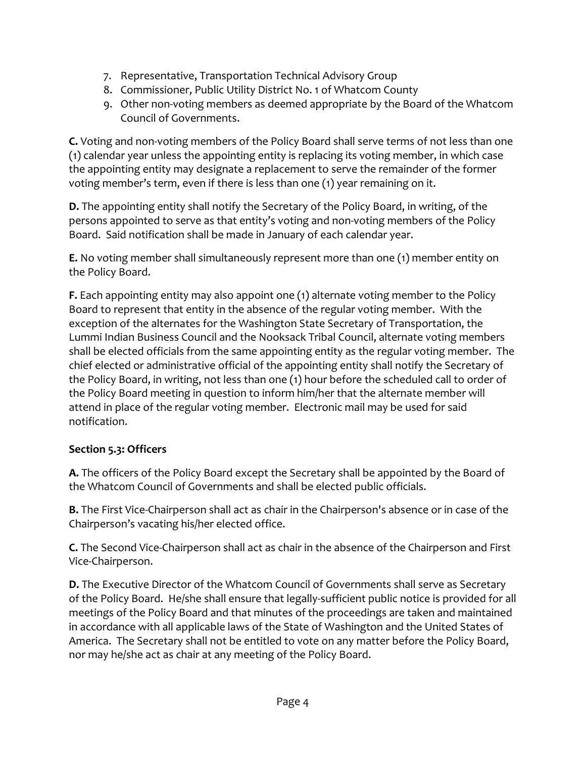7. Representative, Transportation Technical Advisory Group
8. Commissioner, Public Utility District No. 1 of Whatcom County
9. Other non-voting members as deemed appropriate by the Board of the Whatcom Council of Governments.

**C.** Voting and non-voting members of the Policy Board shall serve terms of not less than one (1) calendar year unless the appointing entity is replacing its voting member, in which case the appointing entity may designate a replacement to serve the remainder of the former voting member's term, even if there is less than one (1) year remaining on it.

**D.** The appointing entity shall notify the Secretary of the Policy Board, in writing, of the persons appointed to serve as that entity's voting and non-voting members of the Policy Board. Said notification shall be made in January of each calendar year.

**E.** No voting member shall simultaneously represent more than one (1) member entity on the Policy Board.

**F.** Each appointing entity may also appoint one (1) alternate voting member to the Policy Board to represent that entity in the absence of the regular voting member. With the exception of the alternates for the Washington State Secretary of Transportation, the Lummi Indian Business Council and the Nooksack Tribal Council, alternate voting members shall be elected officials from the same appointing entity as the regular voting member. The chief elected or administrative official of the appointing entity shall notify the Secretary of the Policy Board, in writing, not less than one (1) hour before the scheduled call to order of the Policy Board meeting in question to inform him/her that the alternate member will attend in place of the regular voting member. Electronic mail may be used for said notification.

**Section 5.3: Officers**

**A.** The officers of the Policy Board except the Secretary shall be appointed by the Board of the Whatcom Council of Governments and shall be elected public officials.

**B.** The First Vice-Chairperson shall act as chair in the Chairperson's absence or in case of the Chairperson's vacating his/her elected office.

**C.** The Second Vice-Chairperson shall act as chair in the absence of the Chairperson and First Vice-Chairperson.

**D.** The Executive Director of the Whatcom Council of Governments shall serve as Secretary of the Policy Board. He/she shall ensure that legally-sufficient public notice is provided for all meetings of the Policy Board and that minutes of the proceedings are taken and maintained in accordance with all applicable laws of the State of Washington and the United States of America. The Secretary shall not be entitled to vote on any matter before the Policy Board, nor may he/she act as chair at any meeting of the Policy Board.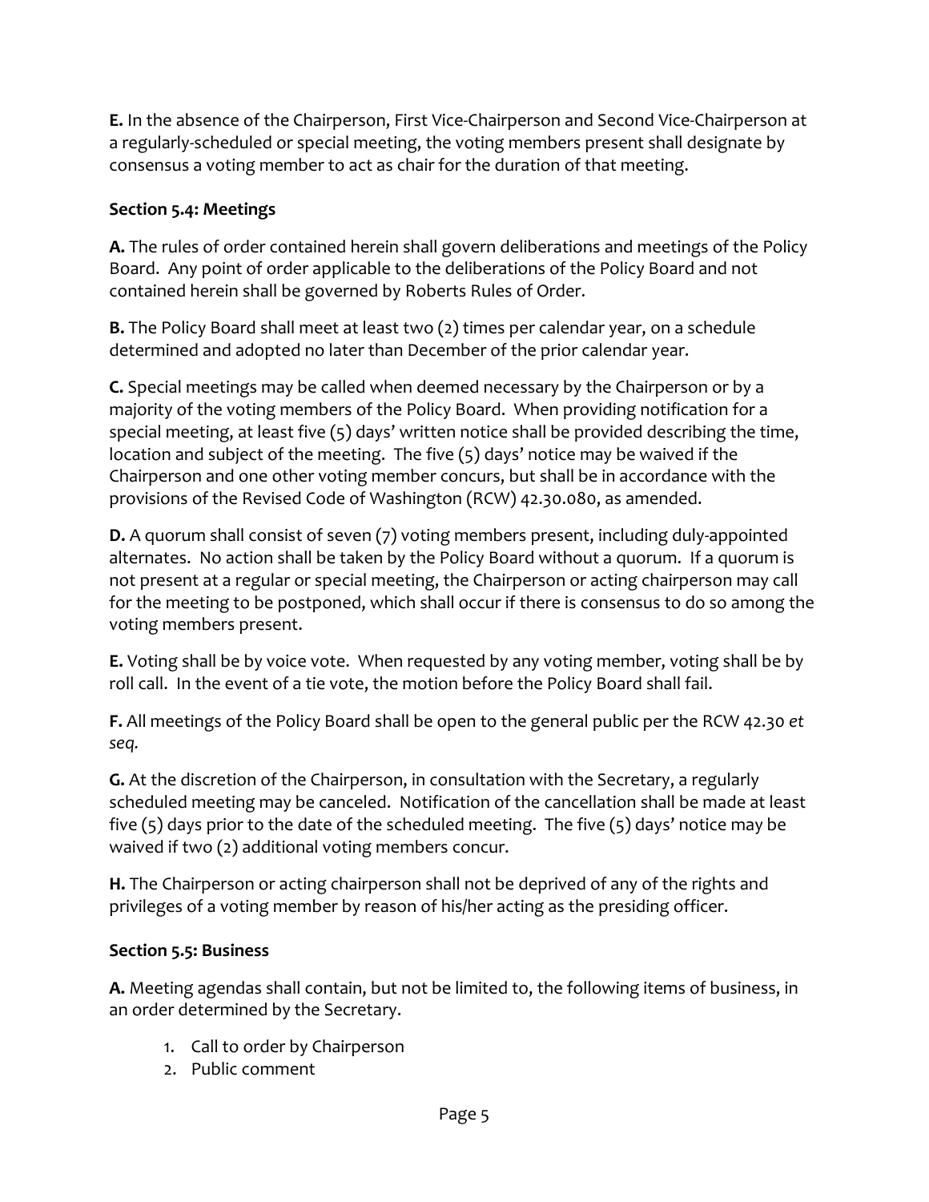**E.** In the absence of the Chairperson, First Vice-Chairperson and Second Vice-Chairperson at a regularly-scheduled or special meeting, the voting members present shall designate by consensus a voting member to act as chair for the duration of that meeting.

**Section 5.4: Meetings**

**A.** The rules of order contained herein shall govern deliberations and meetings of the Policy Board. Any point of order applicable to the deliberations of the Policy Board and not contained herein shall be governed by Roberts Rules of Order.

**B.** The Policy Board shall meet at least two (2) times per calendar year, on a schedule determined and adopted no later than December of the prior calendar year.

**C.** Special meetings may be called when deemed necessary by the Chairperson or by a majority of the voting members of the Policy Board. When providing notification for a special meeting, at least five (5) days' written notice shall be provided describing the time, location and subject of the meeting. The five (5) days' notice may be waived if the Chairperson and one other voting member concurs, but shall be in accordance with the provisions of the Revised Code of Washington (RCW) 42.30.080, as amended.

**D.** A quorum shall consist of seven (7) voting members present, including duly-appointed alternates. No action shall be taken by the Policy Board without a quorum. If a quorum is not present at a regular or special meeting, the Chairperson or acting chairperson may call for the meeting to be postponed, which shall occur if there is consensus to do so among the voting members present.

**E.** Voting shall be by voice vote. When requested by any voting member, voting shall be by roll call. In the event of a tie vote, the motion before the Policy Board shall fail.

**F.** All meetings of the Policy Board shall be open to the general public per the RCW 42.30 *et seq.*

**G.** At the discretion of the Chairperson, in consultation with the Secretary, a regularly scheduled meeting may be canceled. Notification of the cancellation shall be made at least five (5) days prior to the date of the scheduled meeting. The five (5) days' notice may be waived if two (2) additional voting members concur.

**H.** The Chairperson or acting chairperson shall not be deprived of any of the rights and privileges of a voting member by reason of his/her acting as the presiding officer.

**Section 5.5: Business**

**A.** Meeting agendas shall contain, but not be limited to, the following items of business, in an order determined by the Secretary.

1. Call to order by Chairperson
2. Public comment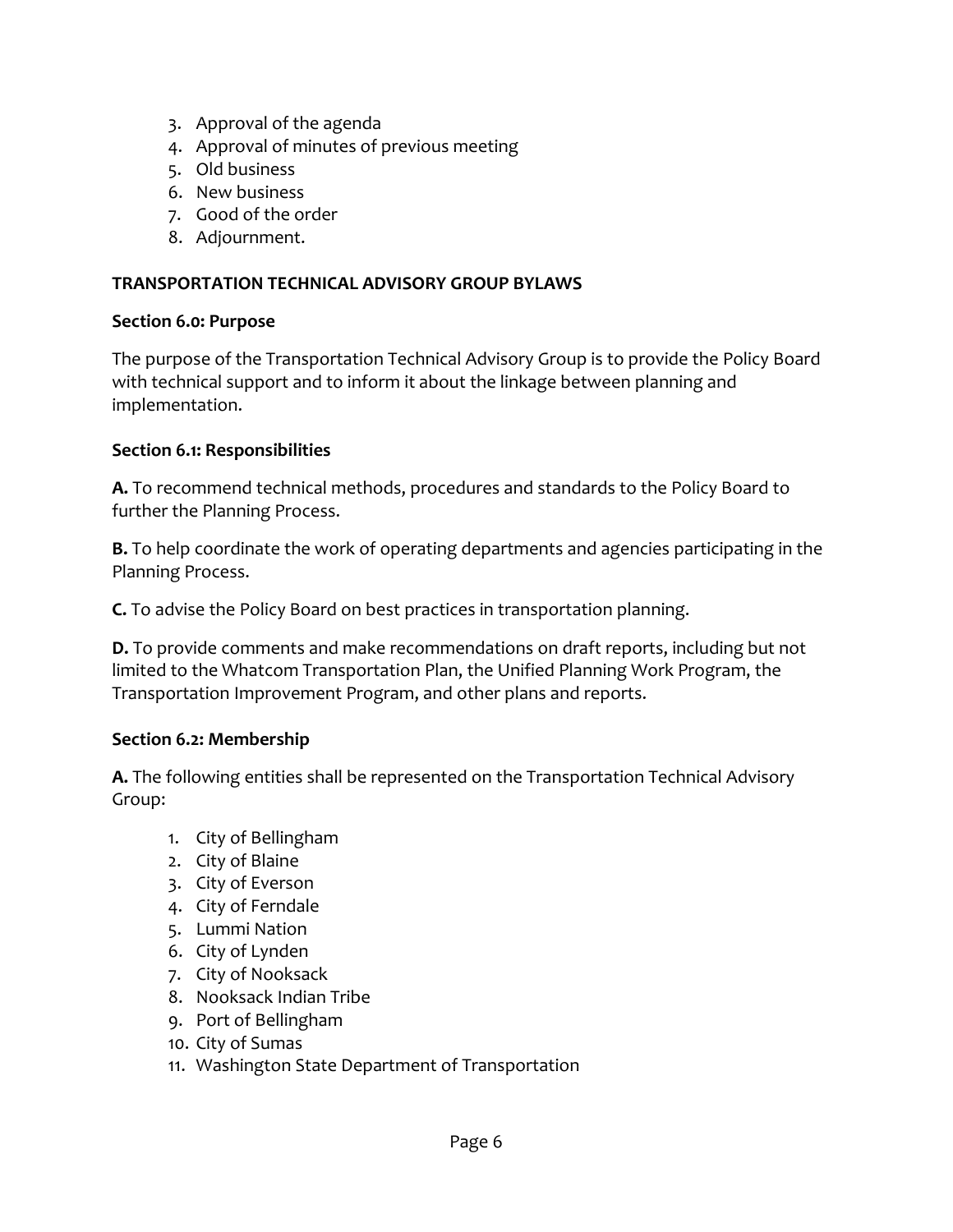3. Approval of the agenda
4. Approval of minutes of previous meeting
5. Old business
6. New business
7. Good of the order
8. Adjournment.

**TRANSPORTATION TECHNICAL ADVISORY GROUP BYLAWS**

**Section 6.0: Purpose**

The purpose of the Transportation Technical Advisory Group is to provide the Policy Board with technical support and to inform it about the linkage between planning and implementation.

**Section 6.1: Responsibilities**

**A.** To recommend technical methods, procedures and standards to the Policy Board to further the Planning Process.

**B.** To help coordinate the work of operating departments and agencies participating in the Planning Process.

**C.** To advise the Policy Board on best practices in transportation planning.

**D.** To provide comments and make recommendations on draft reports, including but not limited to the Whatcom Transportation Plan, the Unified Planning Work Program, the Transportation Improvement Program, and other plans and reports.

**Section 6.2: Membership**

**A.** The following entities shall be represented on the Transportation Technical Advisory Group:

1. City of Bellingham
2. City of Blaine
3. City of Everson
4. City of Ferndale
5. Lummi Nation
6. City of Lynden
7. City of Nooksack
8. Nooksack Indian Tribe
9. Port of Bellingham
10. City of Sumas
11. Washington State Department of Transportation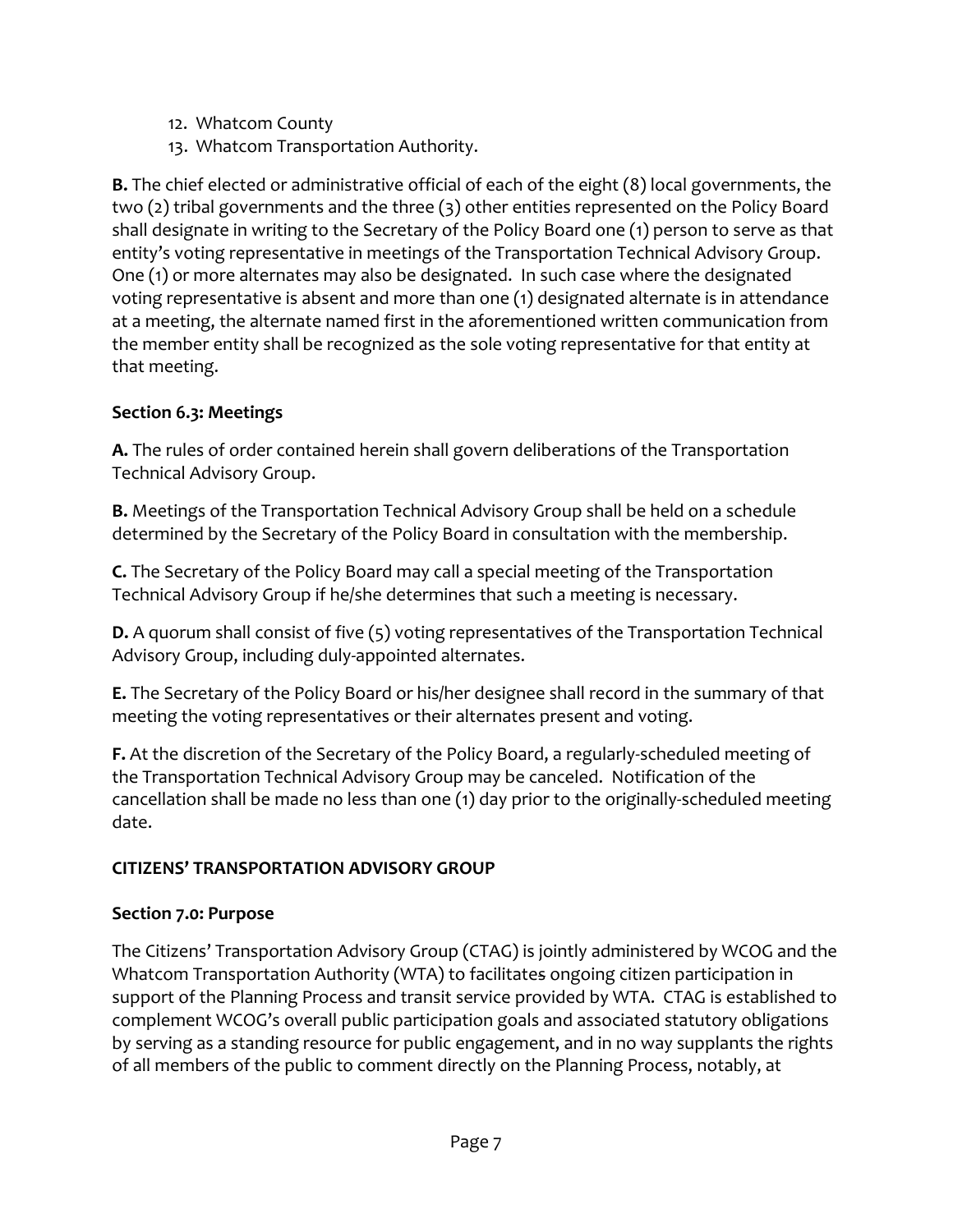12. Whatcom County
13. Whatcom Transportation Authority.

**B.** The chief elected or administrative official of each of the eight (8) local governments, the two (2) tribal governments and the three (3) other entities represented on the Policy Board shall designate in writing to the Secretary of the Policy Board one (1) person to serve as that entity's voting representative in meetings of the Transportation Technical Advisory Group. One (1) or more alternates may also be designated. In such case where the designated voting representative is absent and more than one (1) designated alternate is in attendance at a meeting, the alternate named first in the aforementioned written communication from the member entity shall be recognized as the sole voting representative for that entity at that meeting.

**Section 6.3: Meetings**

**A.** The rules of order contained herein shall govern deliberations of the Transportation Technical Advisory Group.

**B.** Meetings of the Transportation Technical Advisory Group shall be held on a schedule determined by the Secretary of the Policy Board in consultation with the membership.

**C.** The Secretary of the Policy Board may call a special meeting of the Transportation Technical Advisory Group if he/she determines that such a meeting is necessary.

**D.** A quorum shall consist of five (5) voting representatives of the Transportation Technical Advisory Group, including duly-appointed alternates.

**E.** The Secretary of the Policy Board or his/her designee shall record in the summary of that meeting the voting representatives or their alternates present and voting.

**F.** At the discretion of the Secretary of the Policy Board, a regularly-scheduled meeting of the Transportation Technical Advisory Group may be canceled. Notification of the cancellation shall be made no less than one (1) day prior to the originally-scheduled meeting date.

**CITIZENS' TRANSPORTATION ADVISORY GROUP**

**Section 7.0: Purpose**

The Citizens' Transportation Advisory Group (CTAG) is jointly administered by WCOG and the Whatcom Transportation Authority (WTA) to facilitates ongoing citizen participation in support of the Planning Process and transit service provided by WTA. CTAG is established to complement WCOG's overall public participation goals and associated statutory obligations by serving as a standing resource for public engagement, and in no way supplants the rights of all members of the public to comment directly on the Planning Process, notably, at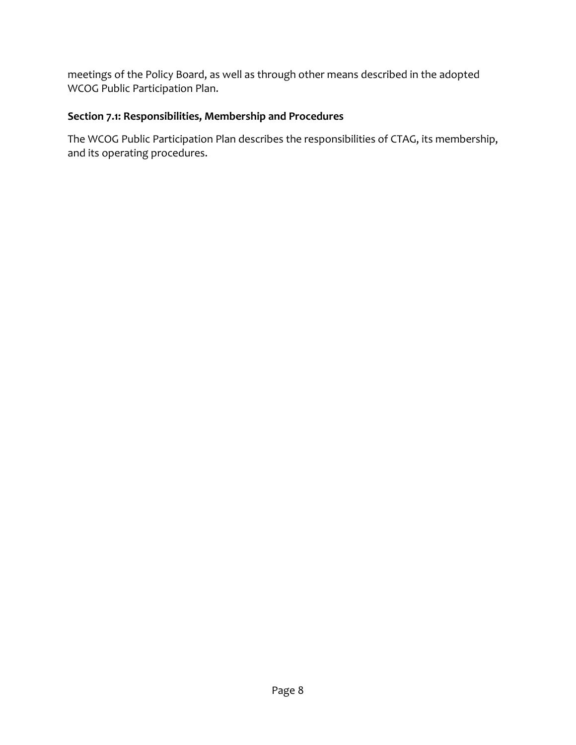meetings of the Policy Board, as well as through other means described in the adopted WCOG Public Participation Plan.

### Section 7.1: Responsibilities, Membership and Procedures

The WCOG Public Participation Plan describes the responsibilities of CTAG, its membership, and its operating procedures.